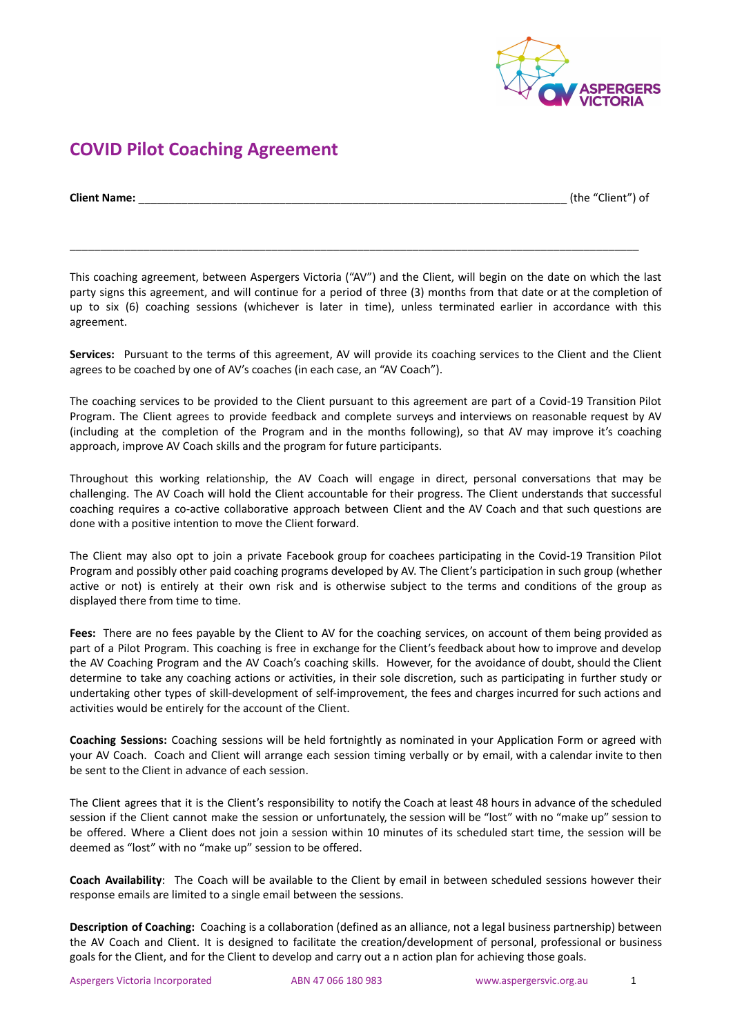# COVID Pilot Coaching Agreement

**Client Name:** ________________________________________________________________________ (the "Client") of

______________________________________________________________________________________________

This coaching agreement, between Aspergers Victoria ("AV") and the Client, will begin on the date on which the last party signs this agreement, and will continue for a period of three (3) months from that date or at the completion of up to six (6) coaching sessions (whichever is later in time), unless terminated earlier in accordance with this agreement.

**Services:** Pursuant to the terms of this agreement, AV will provide its coaching services to the Client and the Client agrees to be coached by one of AV's coaches (in each case, an "AV Coach").

The coaching services to be provided to the Client pursuant to this agreement are part of a Covid-19 Transition Pilot Program. The Client agrees to provide feedback and complete surveys and interviews on reasonable request by AV (including at the completion of the Program and in the months following), so that AV may improve it's coaching approach, improve AV Coach skills and the program for future participants.

Throughout this working relationship, the AV Coach will engage in direct, personal conversations that may be challenging. The AV Coach will hold the Client accountable for their progress. The Client understands that successful coaching requires a co-active collaborative approach between Client and the AV Coach and that such questions are done with a positive intention to move the Client forward.

The Client may also opt to join a private Facebook group for coachees participating in the Covid-19 Transition Pilot Program and possibly other paid coaching programs developed by AV. The Client's participation in such group (whether active or not) is entirely at their own risk and is otherwise subject to the terms and conditions of the group as displayed there from time to time.

**Fees:** There are no fees payable by the Client to AV for the coaching services, on account of them being provided as part of a Pilot Program. This coaching is free in exchange for the Client's feedback about how to improve and develop the AV Coaching Program and the AV Coach's coaching skills. However, for the avoidance of doubt, should the Client determine to take any coaching actions or activities, in their sole discretion, such as participating in further study or undertaking other types of skill-development of self-improvement, the fees and charges incurred for such actions and activities would be entirely for the account of the Client.

**Coaching Sessions:** Coaching sessions will be held fortnightly as nominated in your Application Form or agreed with your AV Coach. Coach and Client will arrange each session timing verbally or by email, with a calendar invite to then be sent to the Client in advance of each session.

The Client agrees that it is the Client's responsibility to notify the Coach at least 48 hours in advance of the scheduled session if the Client cannot make the session or unfortunately, the session will be "lost" with no "make up" session to be offered. Where a Client does not join a session within 10 minutes of its scheduled start time, the session will be deemed as "lost" with no "make up" session to be offered.

**Coach Availability**: The Coach will be available to the Client by email in between scheduled sessions however their response emails are limited to a single email between the sessions.

**Description of Coaching:** Coaching is a collaboration (defined as an alliance, not a legal business partnership) between the AV Coach and Client. It is designed to facilitate the creation/development of personal, professional or business goals for the Client, and for the Client to develop and carry out a n action plan for achieving those goals.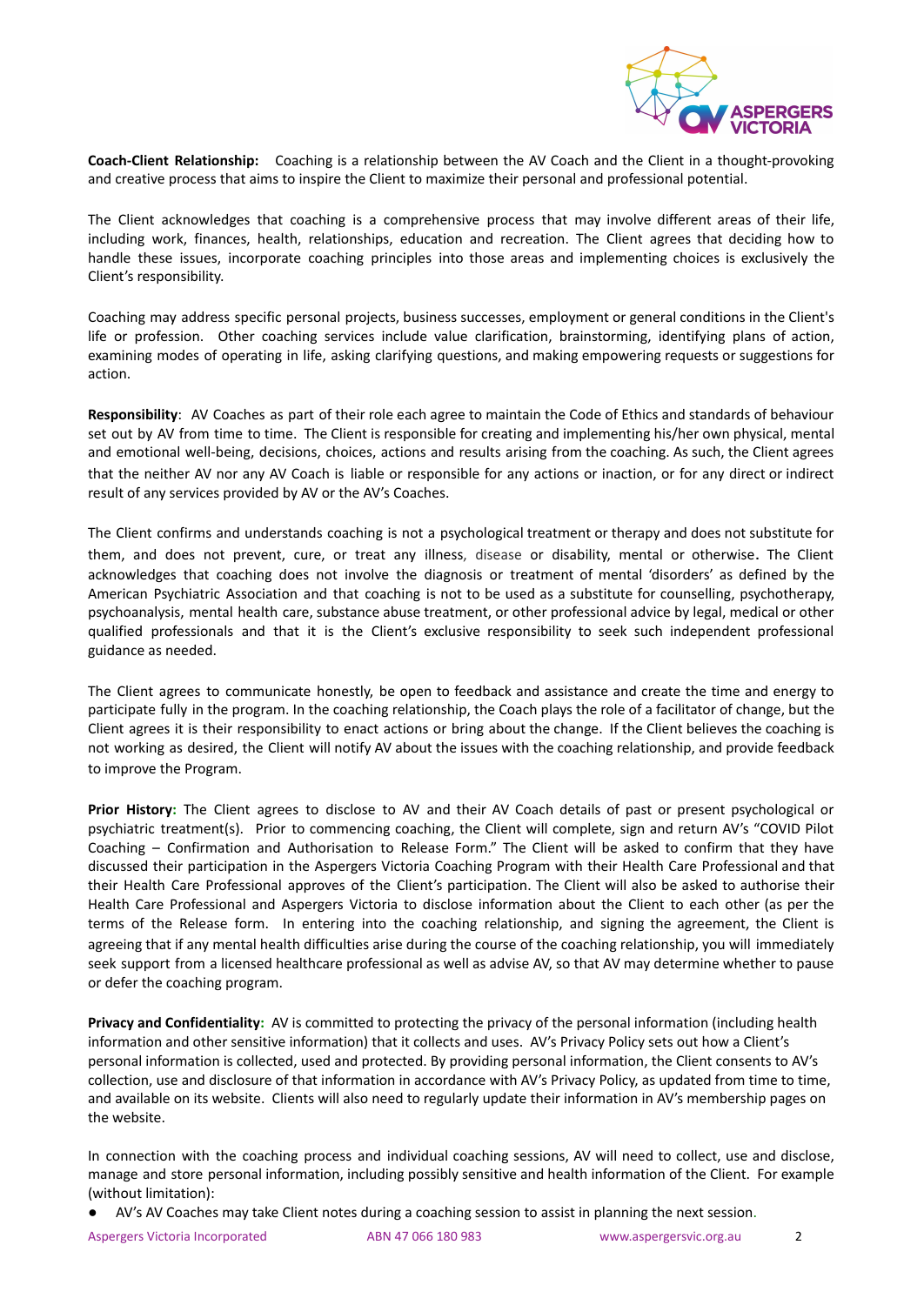**Coach-Client Relationship:** Coaching is a relationship between the AV Coach and the Client in a thought-provoking and creative process that aims to inspire the Client to maximize their personal and professional potential.

The Client acknowledges that coaching is a comprehensive process that may involve different areas of their life, including work, finances, health, relationships, education and recreation. The Client agrees that deciding how to handle these issues, incorporate coaching principles into those areas and implementing choices is exclusively the Client's responsibility.

Coaching may address specific personal projects, business successes, employment or general conditions in the Client's life or profession. Other coaching services include value clarification, brainstorming, identifying plans of action, examining modes of operating in life, asking clarifying questions, and making empowering requests or suggestions for action.

**Responsibility**: AV Coaches as part of their role each agree to maintain the Code of Ethics and standards of behaviour set out by AV from time to time. The Client is responsible for creating and implementing his/her own physical, mental and emotional well-being, decisions, choices, actions and results arising from the coaching. As such, the Client agrees that the neither AV nor any AV Coach is liable or responsible for any actions or inaction, or for any direct or indirect result of any services provided by AV or the AV's Coaches.

The Client confirms and understands coaching is not a psychological treatment or therapy and does not substitute for them, and does not prevent, cure, or treat any illness, disease or disability, mental or otherwise. The Client acknowledges that coaching does not involve the diagnosis or treatment of mental 'disorders' as defined by the American Psychiatric Association and that coaching is not to be used as a substitute for counselling, psychotherapy, psychoanalysis, mental health care, substance abuse treatment, or other professional advice by legal, medical or other qualified professionals and that it is the Client's exclusive responsibility to seek such independent professional guidance as needed.

The Client agrees to communicate honestly, be open to feedback and assistance and create the time and energy to participate fully in the program. In the coaching relationship, the Coach plays the role of a facilitator of change, but the Client agrees it is their responsibility to enact actions or bring about the change. If the Client believes the coaching is not working as desired, the Client will notify AV about the issues with the coaching relationship, and provide feedback to improve the Program.

**Prior History:** The Client agrees to disclose to AV and their AV Coach details of past or present psychological or psychiatric treatment(s). Prior to commencing coaching, the Client will complete, sign and return AV's "COVID Pilot Coaching – Confirmation and Authorisation to Release Form." The Client will be asked to confirm that they have discussed their participation in the Aspergers Victoria Coaching Program with their Health Care Professional and that their Health Care Professional approves of the Client's participation. The Client will also be asked to authorise their Health Care Professional and Aspergers Victoria to disclose information about the Client to each other (as per the terms of the Release form. In entering into the coaching relationship, and signing the agreement, the Client is agreeing that if any mental health difficulties arise during the course of the coaching relationship, you will immediately seek support from a licensed healthcare professional as well as advise AV, so that AV may determine whether to pause or defer the coaching program.

**Privacy and Confidentiality:** AV is committed to protecting the privacy of the personal information (including health information and other sensitive information) that it collects and uses. AV's Privacy Policy sets out how a Client's personal information is collected, used and protected. By providing personal information, the Client consents to AV's collection, use and disclosure of that information in accordance with AV's Privacy Policy, as updated from time to time, and available on its website. Clients will also need to regularly update their information in AV's membership pages on the website.

In connection with the coaching process and individual coaching sessions, AV will need to collect, use and disclose, manage and store personal information, including possibly sensitive and health information of the Client. For example (without limitation):

- AV's AV Coaches may take Client notes during a coaching session to assist in planning the next session.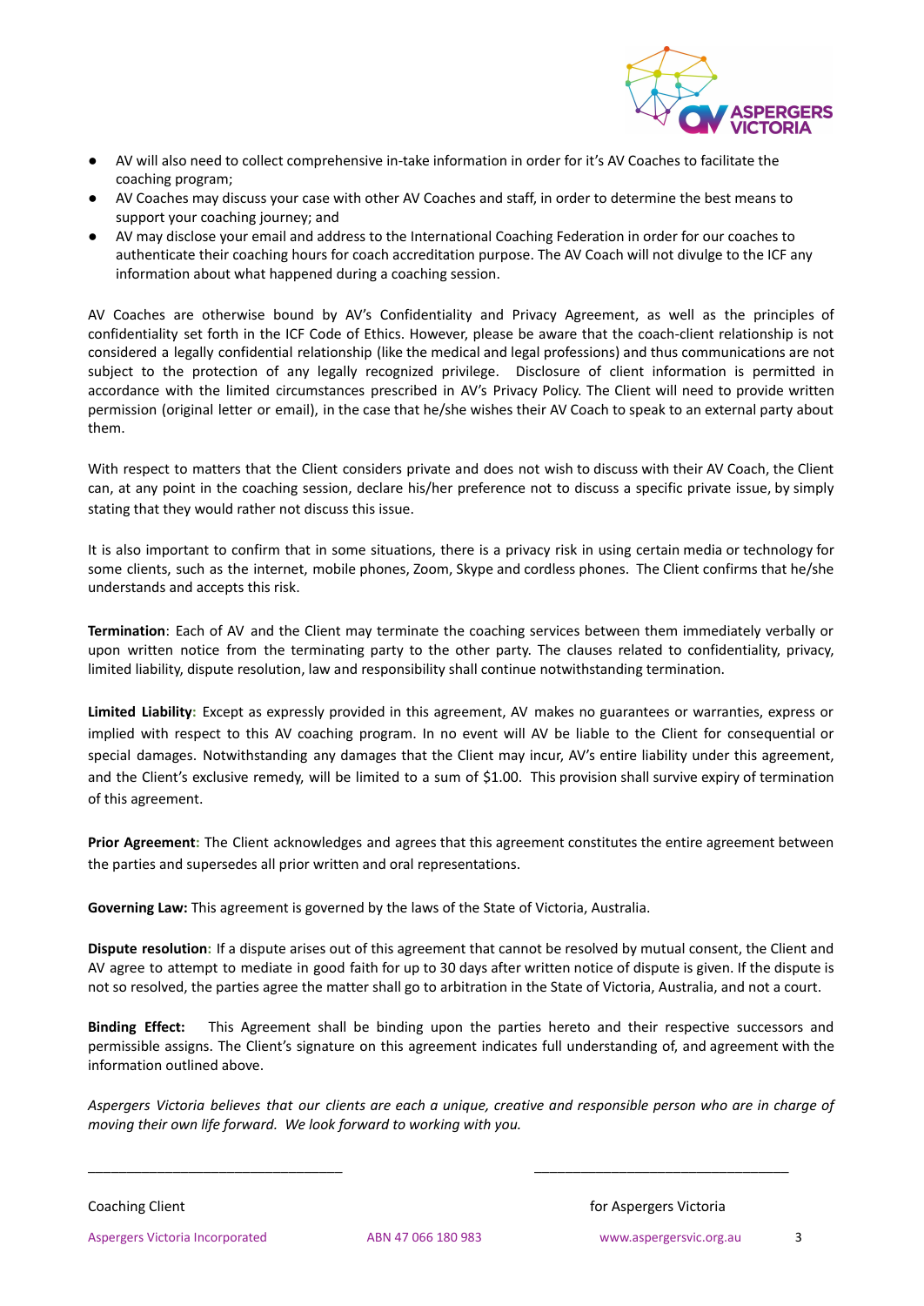- AV will also need to collect comprehensive in-take information in order for it's AV Coaches to facilitate the coaching program;
- AV Coaches may discuss your case with other AV Coaches and staff, in order to determine the best means to support your coaching journey; and
- AV may disclose your email and address to the International Coaching Federation in order for our coaches to authenticate their coaching hours for coach accreditation purpose. The AV Coach will not divulge to the ICF any information about what happened during a coaching session.

AV Coaches are otherwise bound by AV's Confidentiality and Privacy Agreement, as well as the principles of confidentiality set forth in the ICF Code of Ethics. However, please be aware that the coach-client relationship is not considered a legally confidential relationship (like the medical and legal professions) and thus communications are not subject to the protection of any legally recognized privilege. Disclosure of client information is permitted in accordance with the limited circumstances prescribed in AV's Privacy Policy. The Client will need to provide written permission (original letter or email), in the case that he/she wishes their AV Coach to speak to an external party about them.

With respect to matters that the Client considers private and does not wish to discuss with their AV Coach, the Client can, at any point in the coaching session, declare his/her preference not to discuss a specific private issue, by simply stating that they would rather not discuss this issue.

It is also important to confirm that in some situations, there is a privacy risk in using certain media or technology for some clients, such as the internet, mobile phones, Zoom, Skype and cordless phones. The Client confirms that he/she understands and accepts this risk.

**Termination**: Each of AV and the Client may terminate the coaching services between them immediately verbally or upon written notice from the terminating party to the other party. The clauses related to confidentiality, privacy, limited liability, dispute resolution, law and responsibility shall continue notwithstanding termination.

**Limited Liability**: Except as expressly provided in this agreement, AV makes no guarantees or warranties, express or implied with respect to this AV coaching program. In no event will AV be liable to the Client for consequential or special damages. Notwithstanding any damages that the Client may incur, AV's entire liability under this agreement, and the Client's exclusive remedy, will be limited to a sum of $1.00. This provision shall survive expiry of termination of this agreement.

**Prior Agreement**: The Client acknowledges and agrees that this agreement constitutes the entire agreement between the parties and supersedes all prior written and oral representations.

**Governing Law:** This agreement is governed by the laws of the State of Victoria, Australia.

**Dispute resolution**: If a dispute arises out of this agreement that cannot be resolved by mutual consent, the Client and AV agree to attempt to mediate in good faith for up to 30 days after written notice of dispute is given. If the dispute is not so resolved, the parties agree the matter shall go to arbitration in the State of Victoria, Australia, and not a court.

**Binding Effect:** This Agreement shall be binding upon the parties hereto and their respective successors and permissible assigns. The Client's signature on this agreement indicates full understanding of, and agreement with the information outlined above.

*Aspergers Victoria believes that our clients are each a unique, creative and responsible person who are in charge of moving their own life forward. We look forward to working with you.*

_________________________________ _________________________________

Coaching Client for Aspergers Victoria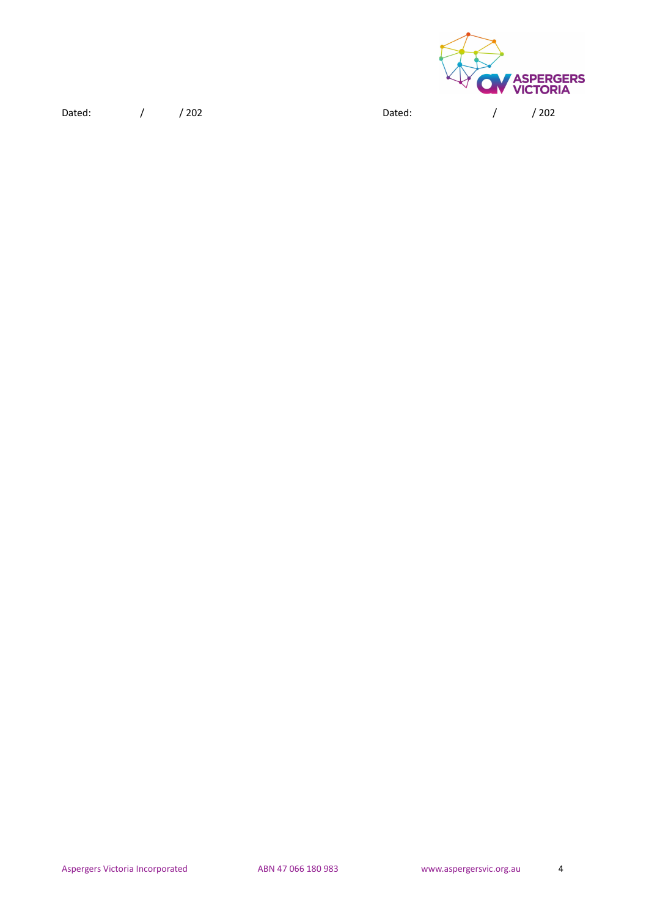Dated: / / 202

Dated: / / 202